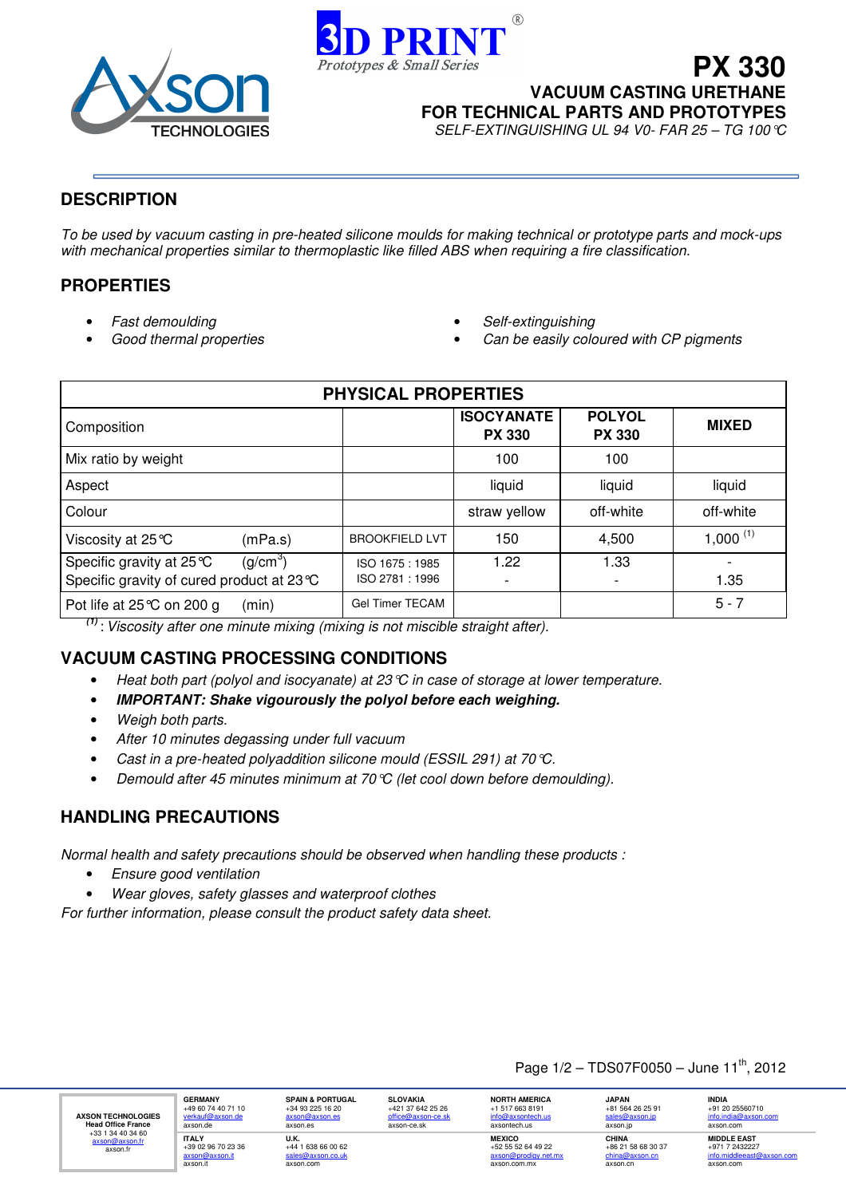# PX 330

## VACUUM CASTING URETHANE FOR TECHNICAL PARTS AND PROTOTYPES

*SELF-EXTINGUISHING UL 94 V0- FAR 25 – TG 100°C*

## DESCRIPTION

*To be used by vacuum casting in pre-heated silicone moulds for making technical or prototype parts and mock-ups with mechanical properties similar to thermoplastic like filled ABS when requiring a fire classification.*

## PROPERTIES

- *Fast demoulding*
- *Good thermal properties*
- *Self-extinguishing*
- *Can be easily coloured with CP pigments*

| PHYSICAL PROPERTIES | | | | |
|---|---|---|---|---|
| Composition | | **ISOCYANATE PX 330** | **POLYOL PX 330** | **MIXED** |
| Mix ratio by weight | | 100 | 100 | |
| Aspect | | liquid | liquid | liquid |
| Colour | | straw yellow | off-white | off-white |
| Viscosity at 25°C (mPa.s) | BROOKFIELD LVT | 150 | 4,500 | 1,000 [1] |
| Specific gravity at 25°C ($g/cm^3$)<br>Specific gravity of cured product at 23°C | ISO 1675 : 1985<br>ISO 2781 : 1996 | 1.22<br>- | 1.33<br>- | -<br>1.35 |
| Pot life at 25°C on 200 g (min) | Gel Timer TECAM | | | 5 - 7 |

[1] : *Viscosity after one minute mixing (mixing is not miscible straight after).*

## VACUUM CASTING PROCESSING CONDITIONS

- *Heat both part (polyol and isocyanate) at 23°C in case of storage at lower temperature.*
- ***IMPORTANT: Shake vigourously the polyol before each weighing.***
- *Weigh both parts.*
- *After 10 minutes degassing under full vacuum*
- *Cast in a pre-heated polyaddition silicone mould (ESSIL 291) at 70°C.*
- *Demould after 45 minutes minimum at 70°C (let cool down before demoulding).*

## HANDLING PRECAUTIONS

*Normal health and safety precautions should be observed when handling these products :*

- *Ensure good ventilation*
- *Wear gloves, safety glasses and waterproof clothes*

*For further information, please consult the product safety data sheet.*

TDS07F0050 – June 11th, 2012

| AXSON TECHNOLOGIES Head Office France +33 1 34 40 34 60 axson@axson.fr axson.fr | GERMANY +49 60 74 40 71 10 verkauf@axson.de axson.de | SPAIN & PORTUGAL +34 93 225 16 20 axson@axson.es axson.es | SLOVAKIA +421 37 642 25 26 office@axson-ce.sk axson-ce.sk | NORTH AMERICA +1 517 663 8191 info@axsontech.us axsontech.us | JAPAN +81 564 26 25 91 sales@axson.jp axson.jp | INDIA +91 20 25560710 info.india@axson.com axson.com |
|---|---|---|---|---|---|---|
| | ITALY +39 02 96 70 23 36 axson@axson.it axson.it | U.K. +44 1 638 66 00 62 sales@axson.co.uk axson.com | | MEXICO +52 55 52 64 49 22 axson@prodigy.net.mx axson.com.mx | CHINA +86 21 58 68 30 37 china@axson.cn axson.cn | MIDDLE EAST +971 7 2432227 info.middleeast@axson.com axson.com |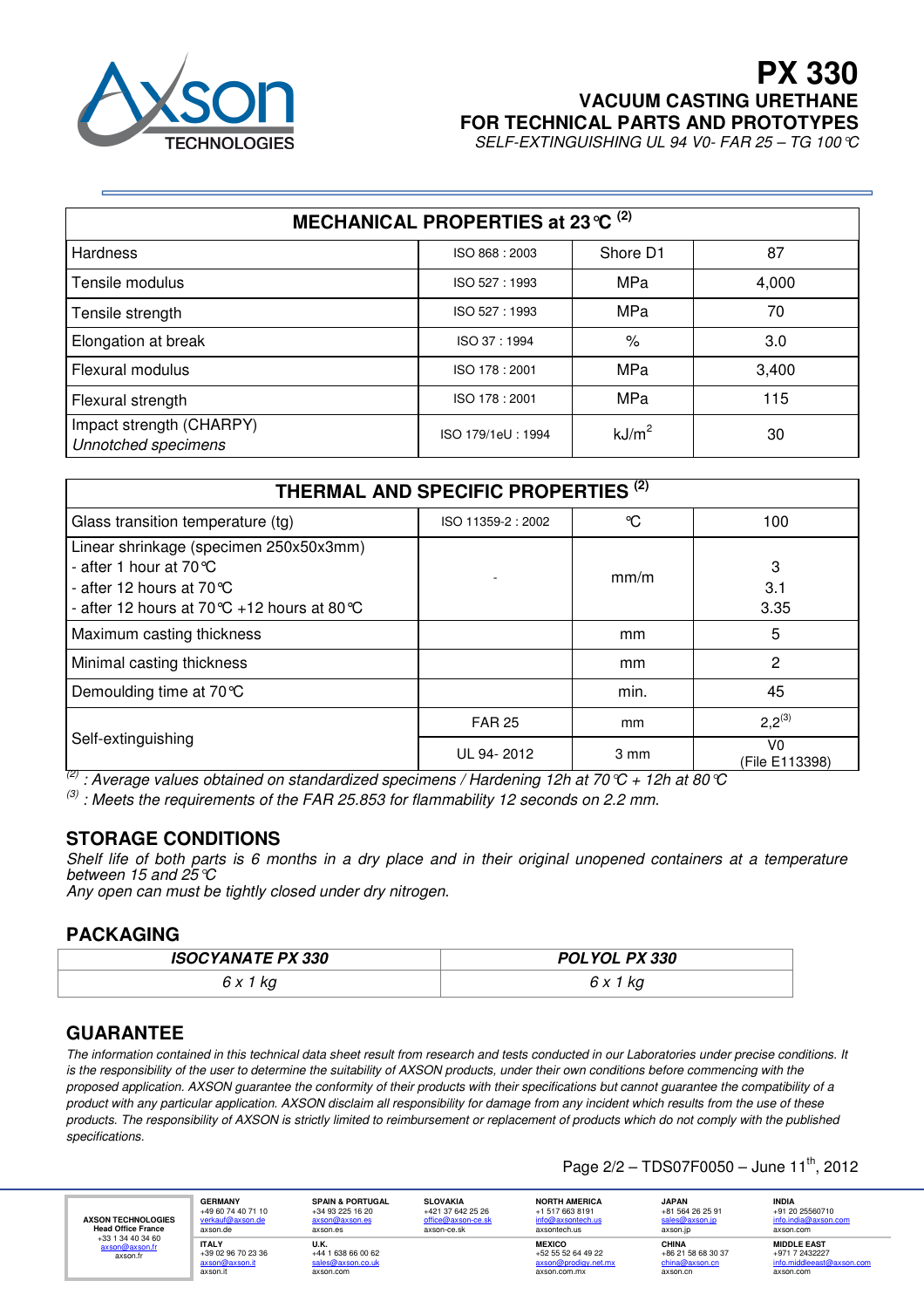# PX 330

## VACUUM CASTING URETHANE
## FOR TECHNICAL PARTS AND PROTOTYPES

*SELF-EXTINGUISHING UL 94 V0- FAR 25 – TG 100°C*

| MECHANICAL PROPERTIES at 23°C [(2)] | | | |
|---|---|---|---|
| Hardness | ISO 868 : 2003 | Shore D1 | 87 |
| Tensile modulus | ISO 527 : 1993 | MPa | 4,000 |
| Tensile strength | ISO 527 : 1993 | MPa | 70 |
| Elongation at break | ISO 37 : 1994 | % | 3.0 |
| Flexural modulus | ISO 178 : 2001 | MPa | 3,400 |
| Flexural strength | ISO 178 : 2001 | MPa | 115 |
| Impact strength (CHARPY) *Unnotched specimens* | ISO 179/1eU : 1994 | kJ/m² | 30 |

| THERMAL AND SPECIFIC PROPERTIES [(2)] | | | |
|---|---|---|---|
| Glass transition temperature (tg) | ISO 11359-2 : 2002 | °C | 100 |
| Linear shrinkage (specimen 250x50x3mm)<br>- after 1 hour at 70°C<br>- after 12 hours at 70°C<br>- after 12 hours at 70°C +12 hours at 80°C | - | mm/m | <br>3<br>3.1<br>3.35 |
| Maximum casting thickness | | mm | 5 |
| Minimal casting thickness | | mm | 2 |
| Demoulding time at 70°C | | min. | 45 |
| Self-extinguishing | FAR 25 | mm | 2,2[(3)] |
| | UL 94- 2012 | 3 mm | V0 (File E113398) |

[(2)] *: Average values obtained on standardized specimens / Hardening 12h at 70°C + 12h at 80°C*

[(3)] *: Meets the requirements of the FAR 25.853 for flammability 12 seconds on 2.2 mm.*

## STORAGE CONDITIONS

*Shelf life of both parts is 6 months in a dry place and in their original unopened containers at a temperature between 15 and 25°C*

*Any open can must be tightly closed under dry nitrogen.*

## PACKAGING

| *ISOCYANATE PX 330* | *POLYOL PX 330* |
|---|---|
| *6 x 1 kg* | *6 x 1 kg* |

## GUARANTEE

*The information contained in this technical data sheet result from research and tests conducted in our Laboratories under precise conditions. It is the responsibility of the user to determine the suitability of AXSON products, under their own conditions before commencing with the proposed application. AXSON guarantee the conformity of their products with their specifications but cannot guarantee the compatibility of a product with any particular application. AXSON disclaim all responsibility for damage from any incident which results from the use of these products. The responsibility of AXSON is strictly limited to reimbursement or replacement of products which do not comply with the published specifications.*

Page 2/2 – TDS07F0050 – June 11th, 2012

| AXSON TECHNOLOGIES Head Office France +33 1 34 40 34 60 axson@axson.fr axson.fr | GERMANY +49 60 74 40 71 10 verkauf@axson.de axson.de | SPAIN & PORTUGAL +34 93 225 16 20 axson@axson.es axson.es | SLOVAKIA +421 37 642 25 26 office@axson-ce.sk axson-ce.sk | NORTH AMERICA +1 517 663 8191 info@axsontech.us axsontech.us | JAPAN +81 564 26 25 91 sales@axson.jp axson.jp | INDIA +91 20 25560710 info.india@axson.com axson.com |
|---|---|---|---|---|---|---|
| | ITALY +39 02 96 70 23 36 axson@axson.it axson.it | U.K. +44 1 638 66 00 62 sales@axson.co.uk axson.com | | MEXICO +52 55 52 64 49 22 axson@prodigy.net.mx axson.com.mx | CHINA +86 21 58 68 30 37 china@axson.cn axson.cn | MIDDLE EAST +971 7 2432227 info.middleeast@axson.com axson.com |